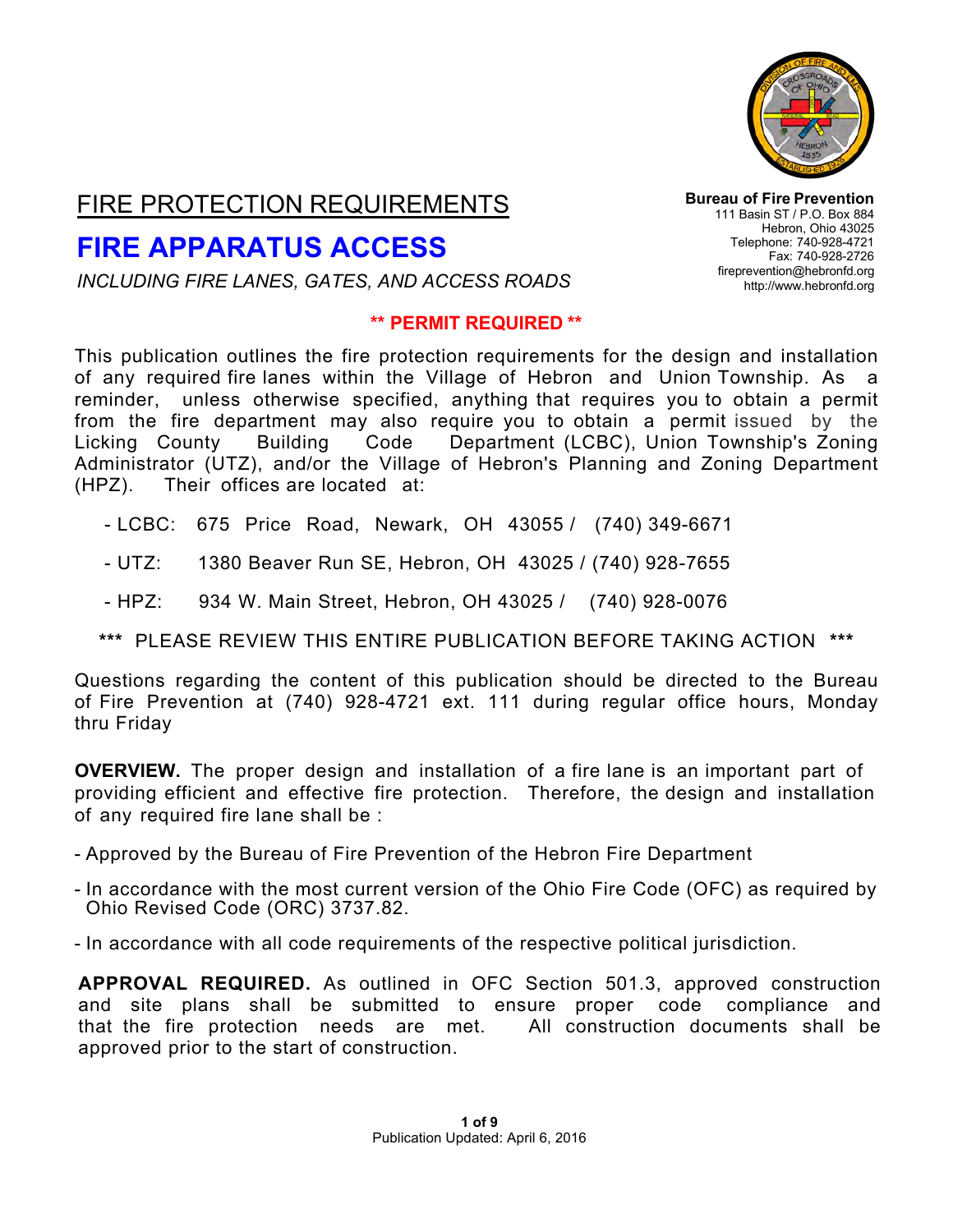**Bureau of Fire Prevention**
111 Basin ST / P.O. Box 884
Hebron, Ohio 43025
Telephone: 740-928-4721
Fax: 740-928-2726
fireprevention@hebronfd.org
http://www.hebronfd.org

# FIRE PROTECTION REQUIREMENTS

# FIRE APPARATUS ACCESS

*INCLUDING FIRE LANES, GATES, AND ACCESS ROADS*

**\*\* PERMIT REQUIRED \*\***

This publication outlines the fire protection requirements for the design and installation of any required fire lanes within the Village of Hebron and Union Township. As a reminder, unless otherwise specified, anything that requires you to obtain a permit from the fire department may also require you to obtain a permit issued by the Licking County Building Code Department (LCBC), Union Township's Zoning Administrator (UTZ), and/or the Village of Hebron's Planning and Zoning Department (HPZ). Their offices are located at:

- LCBC: 675 Price Road, Newark, OH 43055 / (740) 349-6671
- UTZ: 1380 Beaver Run SE, Hebron, OH 43025 / (740) 928-7655
- HPZ: 934 W. Main Street, Hebron, OH 43025 / (740) 928-0076

\*\*\* PLEASE REVIEW THIS ENTIRE PUBLICATION BEFORE TAKING ACTION \*\*\*

Questions regarding the content of this publication should be directed to the Bureau of Fire Prevention at (740) 928-4721 ext. 111 during regular office hours, Monday thru Friday

**OVERVIEW.** The proper design and installation of a fire lane is an important part of providing efficient and effective fire protection. Therefore, the design and installation of any required fire lane shall be :

- Approved by the Bureau of Fire Prevention of the Hebron Fire Department
- In accordance with the most current version of the Ohio Fire Code (OFC) as required by Ohio Revised Code (ORC) 3737.82.
- In accordance with all code requirements of the respective political jurisdiction.

**APPROVAL REQUIRED.** As outlined in OFC Section 501.3, approved construction and site plans shall be submitted to ensure proper code compliance and that the fire protection needs are met. All construction documents shall be approved prior to the start of construction.

Publication Updated: April 6, 2016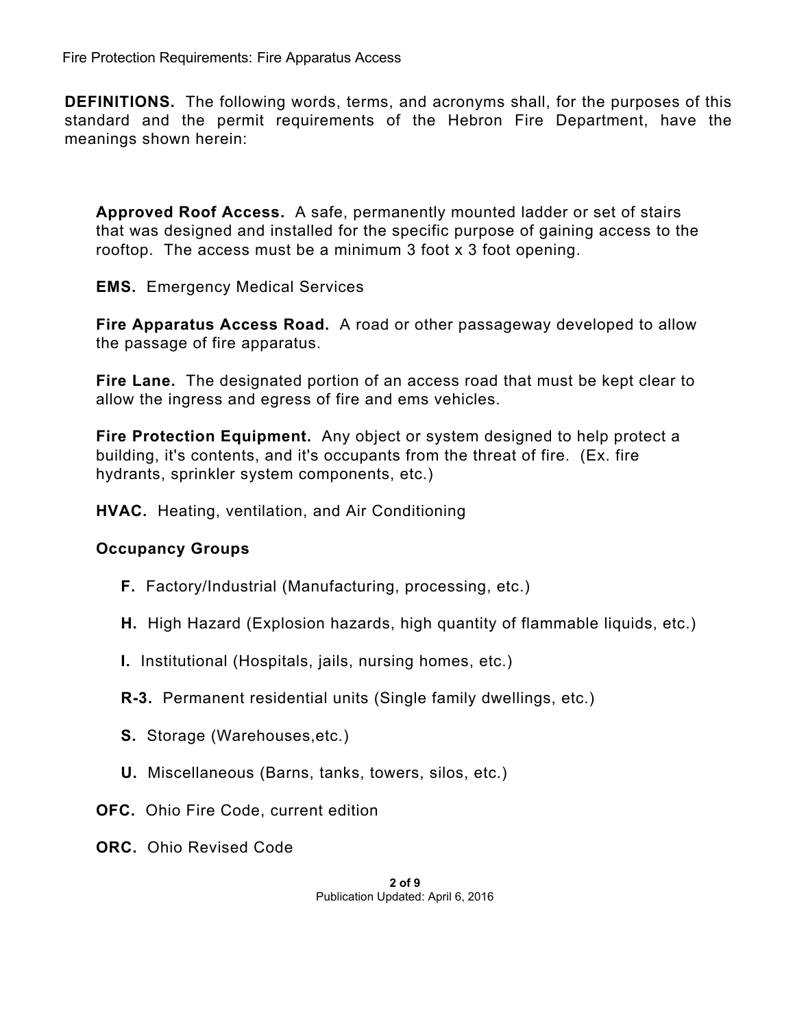**DEFINITIONS.** The following words, terms, and acronyms shall, for the purposes of this standard and the permit requirements of the Hebron Fire Department, have the meanings shown herein:

**Approved Roof Access.** A safe, permanently mounted ladder or set of stairs that was designed and installed for the specific purpose of gaining access to the rooftop. The access must be a minimum 3 foot x 3 foot opening.

**EMS.** Emergency Medical Services

**Fire Apparatus Access Road.** A road or other passageway developed to allow the passage of fire apparatus.

**Fire Lane.** The designated portion of an access road that must be kept clear to allow the ingress and egress of fire and ems vehicles.

**Fire Protection Equipment.** Any object or system designed to help protect a building, it's contents, and it's occupants from the threat of fire. (Ex. fire hydrants, sprinkler system components, etc.)

**HVAC.** Heating, ventilation, and Air Conditioning

**Occupancy Groups**

- **F.** Factory/Industrial (Manufacturing, processing, etc.)
- **H.** High Hazard (Explosion hazards, high quantity of flammable liquids, etc.)
- **I.** Institutional (Hospitals, jails, nursing homes, etc.)
- **R-3.** Permanent residential units (Single family dwellings, etc.)
- **S.** Storage (Warehouses,etc.)
- **U.** Miscellaneous (Barns, tanks, towers, silos, etc.)

**OFC.** Ohio Fire Code, current edition

**ORC.** Ohio Revised Code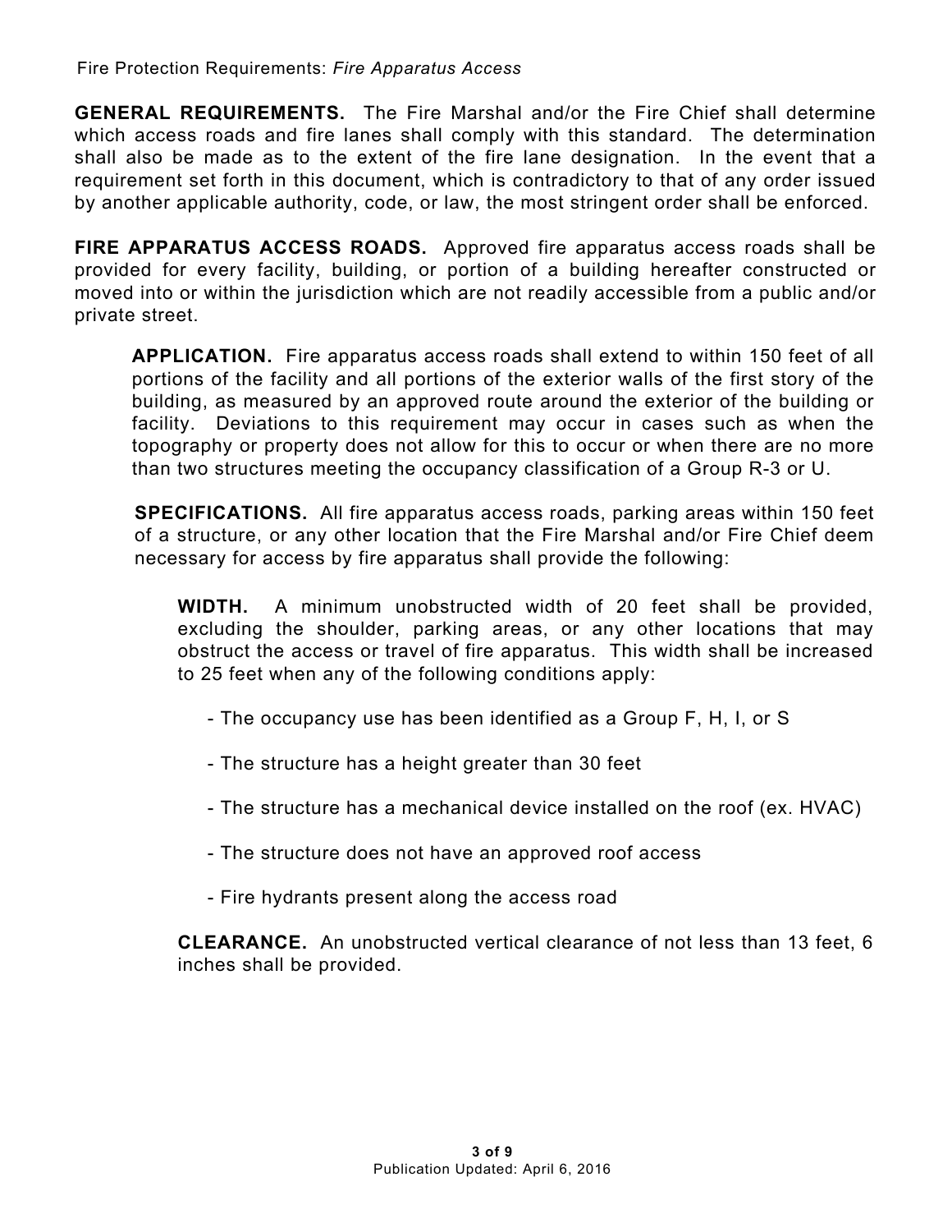**GENERAL REQUIREMENTS.** The Fire Marshal and/or the Fire Chief shall determine which access roads and fire lanes shall comply with this standard. The determination shall also be made as to the extent of the fire lane designation. In the event that a requirement set forth in this document, which is contradictory to that of any order issued by another applicable authority, code, or law, the most stringent order shall be enforced.

**FIRE APPARATUS ACCESS ROADS.** Approved fire apparatus access roads shall be provided for every facility, building, or portion of a building hereafter constructed or moved into or within the jurisdiction which are not readily accessible from a public and/or private street.

**APPLICATION.** Fire apparatus access roads shall extend to within 150 feet of all portions of the facility and all portions of the exterior walls of the first story of the building, as measured by an approved route around the exterior of the building or facility. Deviations to this requirement may occur in cases such as when the topography or property does not allow for this to occur or when there are no more than two structures meeting the occupancy classification of a Group R-3 or U.

**SPECIFICATIONS.** All fire apparatus access roads, parking areas within 150 feet of a structure, or any other location that the Fire Marshal and/or Fire Chief deem necessary for access by fire apparatus shall provide the following:

**WIDTH.** A minimum unobstructed width of 20 feet shall be provided, excluding the shoulder, parking areas, or any other locations that may obstruct the access or travel of fire apparatus. This width shall be increased to 25 feet when any of the following conditions apply:

- The occupancy use has been identified as a Group F, H, I, or S
- The structure has a height greater than 30 feet
- The structure has a mechanical device installed on the roof (ex. HVAC)
- The structure does not have an approved roof access
- Fire hydrants present along the access road

**CLEARANCE.** An unobstructed vertical clearance of not less than 13 feet, 6 inches shall be provided.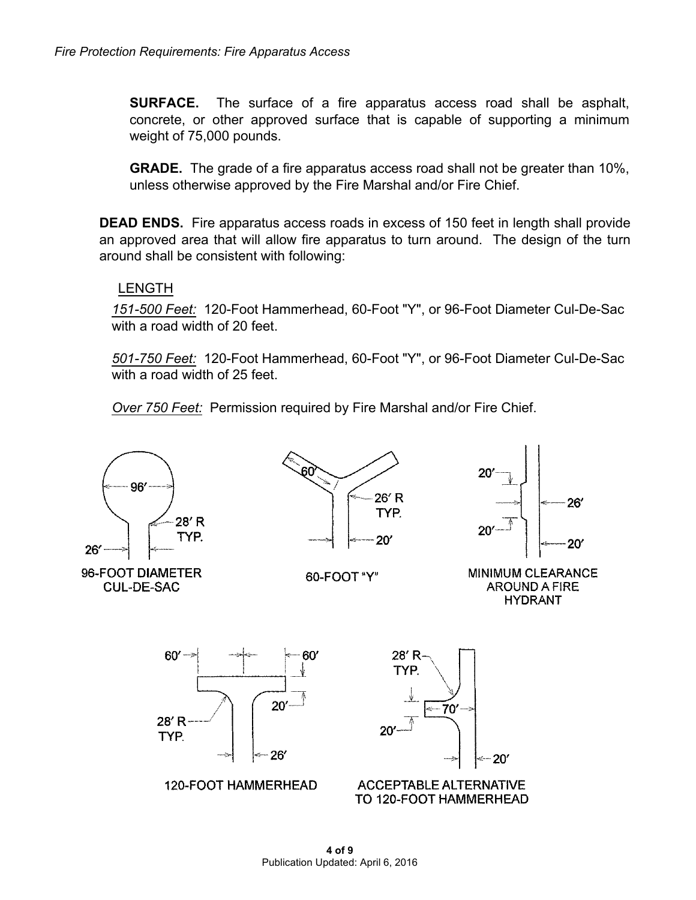**SURFACE.** The surface of a fire apparatus access road shall be asphalt, concrete, or other approved surface that is capable of supporting a minimum weight of 75,000 pounds.

**GRADE.** The grade of a fire apparatus access road shall not be greater than 10%, unless otherwise approved by the Fire Marshal and/or Fire Chief.

**DEAD ENDS.** Fire apparatus access roads in excess of 150 feet in length shall provide an approved area that will allow fire apparatus to turn around. The design of the turn around shall be consistent with following:

LENGTH

*151-500 Feet:* 120-Foot Hammerhead, 60-Foot "Y", or 96-Foot Diameter Cul-De-Sac with a road width of 20 feet.

*501-750 Feet:* 120-Foot Hammerhead, 60-Foot "Y", or 96-Foot Diameter Cul-De-Sac with a road width of 25 feet.

*Over 750 Feet:* Permission required by Fire Marshal and/or Fire Chief.

96-FOOT DIAMETER CUL-DE-SAC

60-FOOT "Y"

MINIMUM CLEARANCE AROUND A FIRE HYDRANT

120-FOOT HAMMERHEAD

ACCEPTABLE ALTERNATIVE TO 120-FOOT HAMMERHEAD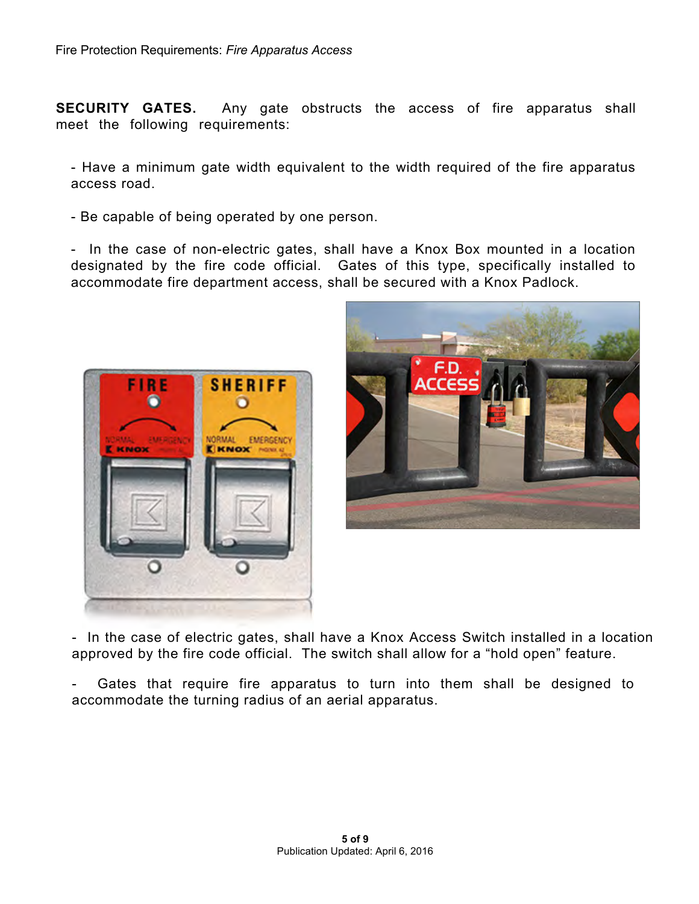**SECURITY GATES.** Any gate obstructs the access of fire apparatus shall meet the following requirements:

- Have a minimum gate width equivalent to the width required of the fire apparatus access road.

- Be capable of being operated by one person.

- In the case of non-electric gates, shall have a Knox Box mounted in a location designated by the fire code official. Gates of this type, specifically installed to accommodate fire department access, shall be secured with a Knox Padlock.

- In the case of electric gates, shall have a Knox Access Switch installed in a location approved by the fire code official. The switch shall allow for a "hold open" feature.

- Gates that require fire apparatus to turn into them shall be designed to accommodate the turning radius of an aerial apparatus.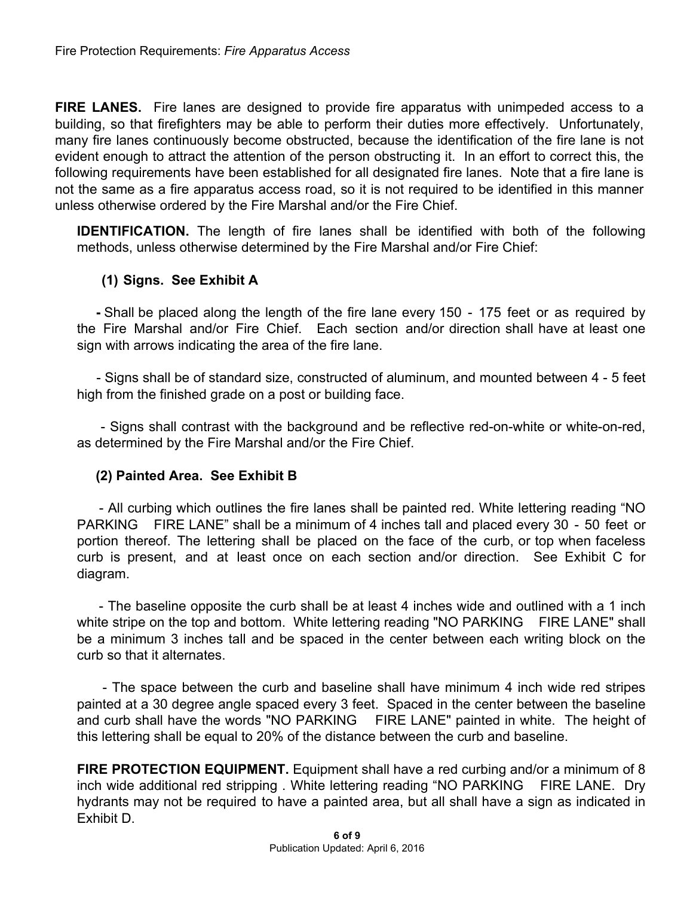**FIRE LANES.** Fire lanes are designed to provide fire apparatus with unimpeded access to a building, so that firefighters may be able to perform their duties more effectively. Unfortunately, many fire lanes continuously become obstructed, because the identification of the fire lane is not evident enough to attract the attention of the person obstructing it. In an effort to correct this, the following requirements have been established for all designated fire lanes. Note that a fire lane is not the same as a fire apparatus access road, so it is not required to be identified in this manner unless otherwise ordered by the Fire Marshal and/or the Fire Chief.

**IDENTIFICATION.** The length of fire lanes shall be identified with both of the following methods, unless otherwise determined by the Fire Marshal and/or Fire Chief:

**(1) Signs. See Exhibit A**

- Shall be placed along the length of the fire lane every 150 - 175 feet or as required by the Fire Marshal and/or Fire Chief. Each section and/or direction shall have at least one sign with arrows indicating the area of the fire lane.

- Signs shall be of standard size, constructed of aluminum, and mounted between 4 - 5 feet high from the finished grade on a post or building face.

- Signs shall contrast with the background and be reflective red-on-white or white-on-red, as determined by the Fire Marshal and/or the Fire Chief.

**(2) Painted Area. See Exhibit B**

- All curbing which outlines the fire lanes shall be painted red. White lettering reading "NO PARKING FIRE LANE" shall be a minimum of 4 inches tall and placed every 30 - 50 feet or portion thereof. The lettering shall be placed on the face of the curb, or top when faceless curb is present, and at least once on each section and/or direction. See Exhibit C for diagram.

- The baseline opposite the curb shall be at least 4 inches wide and outlined with a 1 inch white stripe on the top and bottom. White lettering reading "NO PARKING FIRE LANE" shall be a minimum 3 inches tall and be spaced in the center between each writing block on the curb so that it alternates.

- The space between the curb and baseline shall have minimum 4 inch wide red stripes painted at a 30 degree angle spaced every 3 feet. Spaced in the center between the baseline and curb shall have the words "NO PARKING FIRE LANE" painted in white. The height of this lettering shall be equal to 20% of the distance between the curb and baseline.

**FIRE PROTECTION EQUIPMENT.** Equipment shall have a red curbing and/or a minimum of 8 inch wide additional red stripping . White lettering reading "NO PARKING FIRE LANE. Dry hydrants may not be required to have a painted area, but all shall have a sign as indicated in Exhibit D.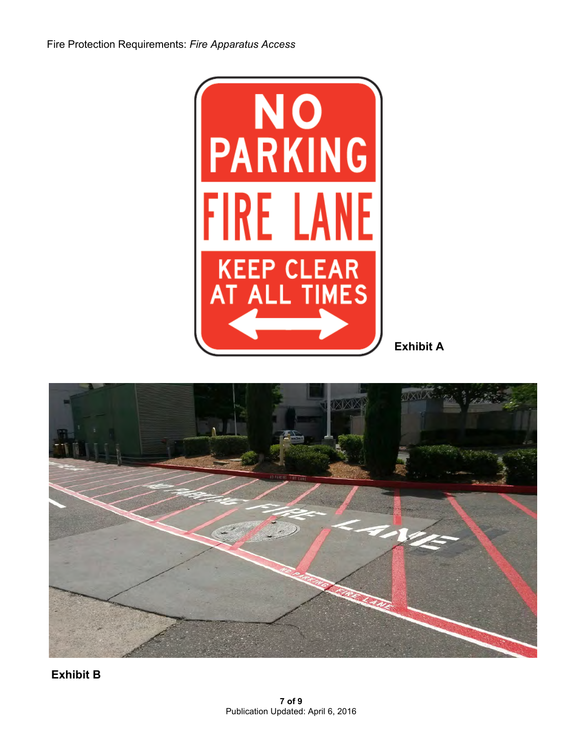Exhibit A

Exhibit B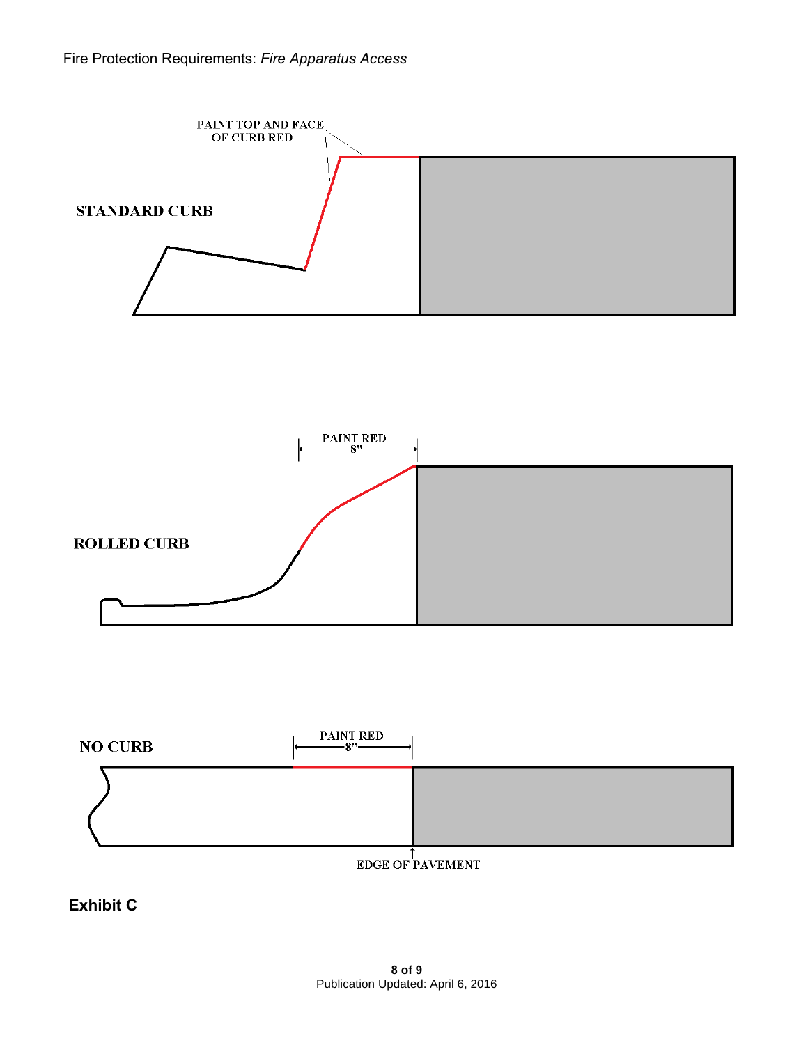PAINT TOP AND FACE OF CURB RED

STANDARD CURB

PAINT RED
8"

ROLLED CURB

NO CURB

PAINT RED
8"

EDGE OF PAVEMENT

**Exhibit C**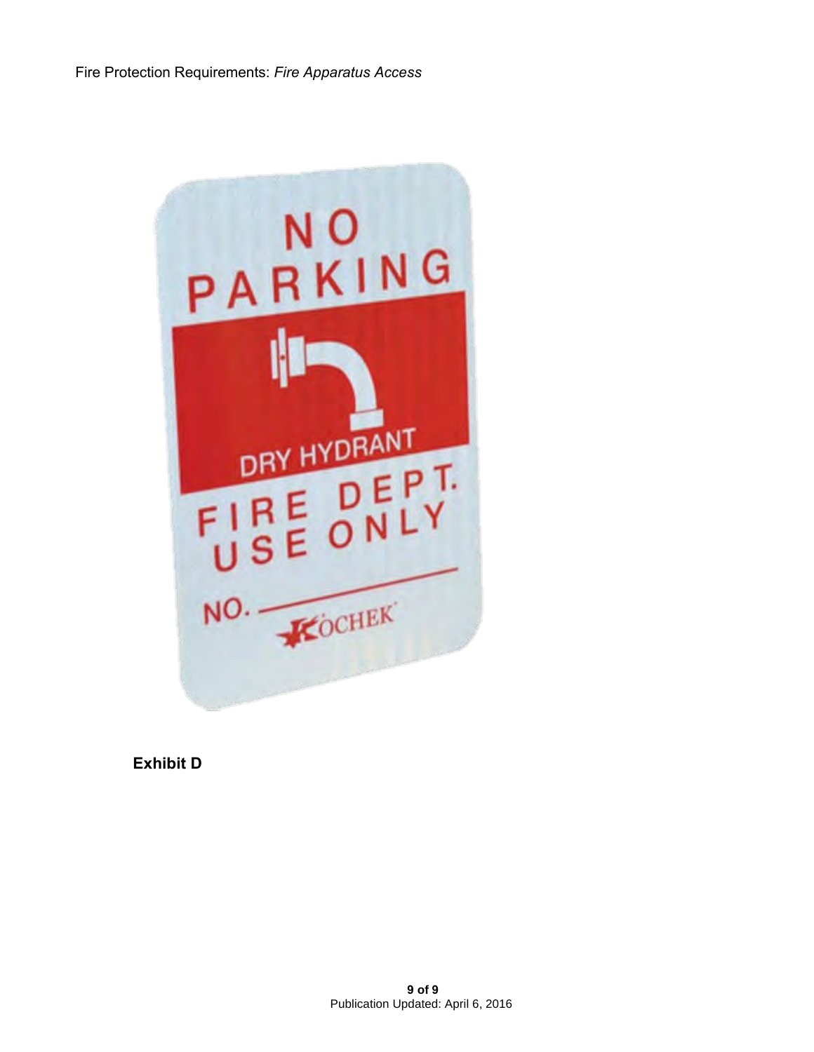NO
PARKING

DRY HYDRANT

FIRE DEPT.
USE ONLY

NO. ______________

KOCHEK

**Exhibit D**